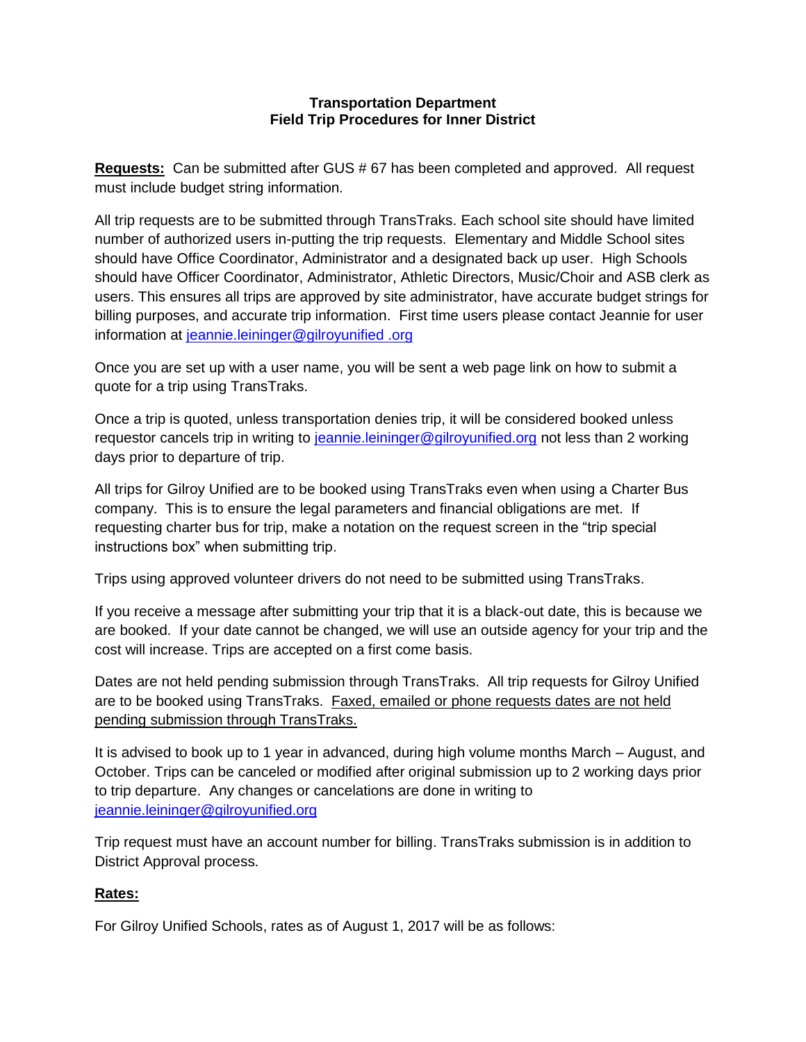**Transportation Department**
**Field Trip Procedures for Inner District**

**Requests:** Can be submitted after GUS # 67 has been completed and approved. All request must include budget string information.

All trip requests are to be submitted through TransTraks. Each school site should have limited number of authorized users in-putting the trip requests. Elementary and Middle School sites should have Office Coordinator, Administrator and a designated back up user. High Schools should have Officer Coordinator, Administrator, Athletic Directors, Music/Choir and ASB clerk as users. This ensures all trips are approved by site administrator, have accurate budget strings for billing purposes, and accurate trip information. First time users please contact Jeannie for user information at jeannie.leininger@gilroyunified .org

Once you are set up with a user name, you will be sent a web page link on how to submit a quote for a trip using TransTraks.

Once a trip is quoted, unless transportation denies trip, it will be considered booked unless requestor cancels trip in writing to jeannie.leininger@gilroyunified.org not less than 2 working days prior to departure of trip.

All trips for Gilroy Unified are to be booked using TransTraks even when using a Charter Bus company. This is to ensure the legal parameters and financial obligations are met. If requesting charter bus for trip, make a notation on the request screen in the "trip special instructions box" when submitting trip.

Trips using approved volunteer drivers do not need to be submitted using TransTraks.

If you receive a message after submitting your trip that it is a black-out date, this is because we are booked. If your date cannot be changed, we will use an outside agency for your trip and the cost will increase. Trips are accepted on a first come basis.

Dates are not held pending submission through TransTraks. All trip requests for Gilroy Unified are to be booked using TransTraks. Faxed, emailed or phone requests dates are not held pending submission through TransTraks.

It is advised to book up to 1 year in advanced, during high volume months March – August, and October. Trips can be canceled or modified after original submission up to 2 working days prior to trip departure. Any changes or cancelations are done in writing to jeannie.leininger@gilroyunified.org

Trip request must have an account number for billing. TransTraks submission is in addition to District Approval process.

**Rates:**

For Gilroy Unified Schools, rates as of August 1, 2017 will be as follows: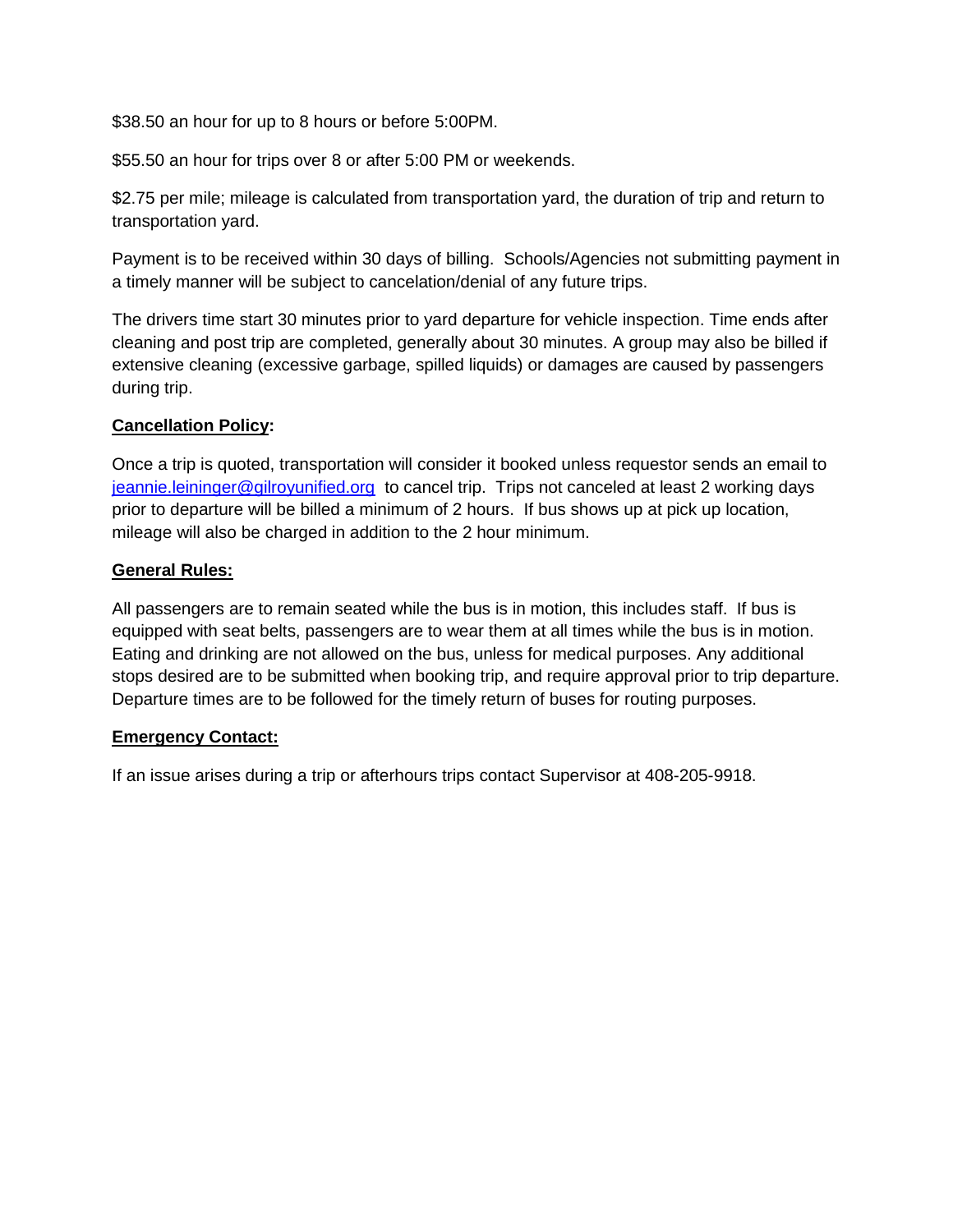$38.50 an hour for up to 8 hours or before 5:00PM.

$55.50 an hour for trips over 8 or after 5:00 PM or weekends.

$2.75 per mile; mileage is calculated from transportation yard, the duration of trip and return to transportation yard.

Payment is to be received within 30 days of billing. Schools/Agencies not submitting payment in a timely manner will be subject to cancelation/denial of any future trips.

The drivers time start 30 minutes prior to yard departure for vehicle inspection. Time ends after cleaning and post trip are completed, generally about 30 minutes. A group may also be billed if extensive cleaning (excessive garbage, spilled liquids) or damages are caused by passengers during trip.

**Cancellation Policy:**

Once a trip is quoted, transportation will consider it booked unless requestor sends an email to jeannie.leininger@gilroyunified.org to cancel trip. Trips not canceled at least 2 working days prior to departure will be billed a minimum of 2 hours. If bus shows up at pick up location, mileage will also be charged in addition to the 2 hour minimum.

**General Rules:**

All passengers are to remain seated while the bus is in motion, this includes staff. If bus is equipped with seat belts, passengers are to wear them at all times while the bus is in motion. Eating and drinking are not allowed on the bus, unless for medical purposes. Any additional stops desired are to be submitted when booking trip, and require approval prior to trip departure. Departure times are to be followed for the timely return of buses for routing purposes.

**Emergency Contact:**

If an issue arises during a trip or afterhours trips contact Supervisor at 408-205-9918.